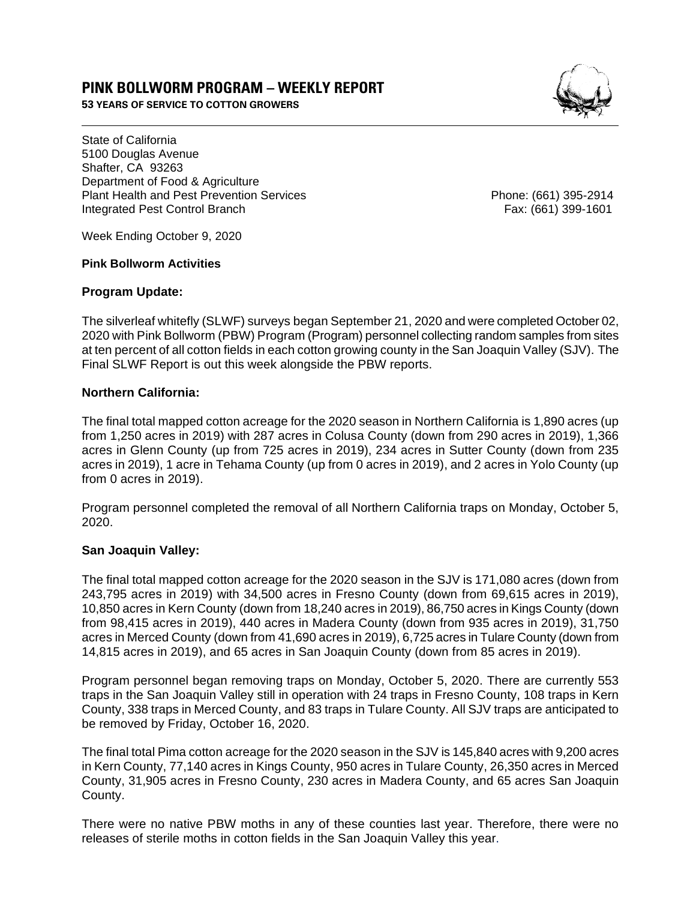# PINK BOLLWORM PROGRAM – WEEKLY REPORT

**53 YEARS OF SERVICE TO COTTON GROWERS**

State of California
5100 Douglas Avenue
Shafter, CA 93263
Department of Food & Agriculture
Plant Health and Pest Prevention Services
Integrated Pest Control Branch

Phone: (661) 395-2914
Fax: (661) 399-1601

Week Ending October 9, 2020

**Pink Bollworm Activities**

**Program Update:**

The silverleaf whitefly (SLWF) surveys began September 21, 2020 and were completed October 02, 2020 with Pink Bollworm (PBW) Program (Program) personnel collecting random samples from sites at ten percent of all cotton fields in each cotton growing county in the San Joaquin Valley (SJV). The Final SLWF Report is out this week alongside the PBW reports.

**Northern California:**

The final total mapped cotton acreage for the 2020 season in Northern California is 1,890 acres (up from 1,250 acres in 2019) with 287 acres in Colusa County (down from 290 acres in 2019), 1,366 acres in Glenn County (up from 725 acres in 2019), 234 acres in Sutter County (down from 235 acres in 2019), 1 acre in Tehama County (up from 0 acres in 2019), and 2 acres in Yolo County (up from 0 acres in 2019).

Program personnel completed the removal of all Northern California traps on Monday, October 5, 2020.

**San Joaquin Valley:**

The final total mapped cotton acreage for the 2020 season in the SJV is 171,080 acres (down from 243,795 acres in 2019) with 34,500 acres in Fresno County (down from 69,615 acres in 2019), 10,850 acres in Kern County (down from 18,240 acres in 2019), 86,750 acres in Kings County (down from 98,415 acres in 2019), 440 acres in Madera County (down from 935 acres in 2019), 31,750 acres in Merced County (down from 41,690 acres in 2019), 6,725 acres in Tulare County (down from 14,815 acres in 2019), and 65 acres in San Joaquin County (down from 85 acres in 2019).

Program personnel began removing traps on Monday, October 5, 2020. There are currently 553 traps in the San Joaquin Valley still in operation with 24 traps in Fresno County, 108 traps in Kern County, 338 traps in Merced County, and 83 traps in Tulare County. All SJV traps are anticipated to be removed by Friday, October 16, 2020.

The final total Pima cotton acreage for the 2020 season in the SJV is 145,840 acres with 9,200 acres in Kern County, 77,140 acres in Kings County, 950 acres in Tulare County, 26,350 acres in Merced County, 31,905 acres in Fresno County, 230 acres in Madera County, and 65 acres San Joaquin County.

There were no native PBW moths in any of these counties last year. Therefore, there were no releases of sterile moths in cotton fields in the San Joaquin Valley this year.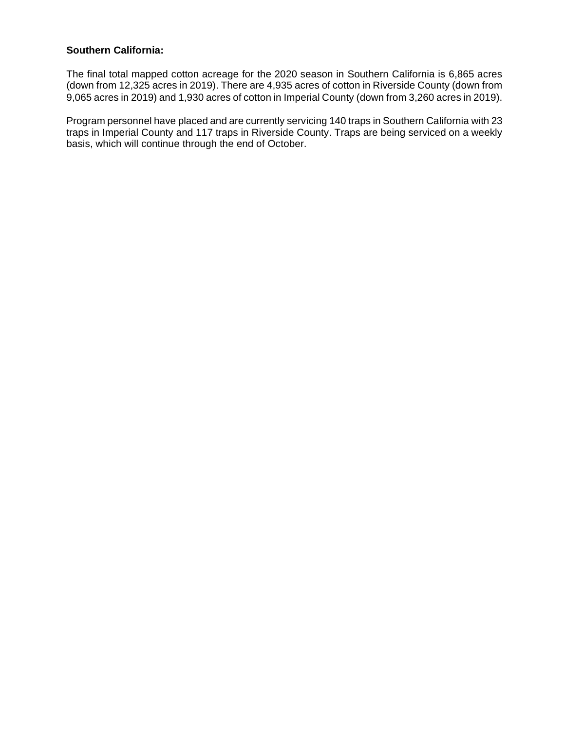**Southern California:**

The final total mapped cotton acreage for the 2020 season in Southern California is 6,865 acres (down from 12,325 acres in 2019). There are 4,935 acres of cotton in Riverside County (down from 9,065 acres in 2019) and 1,930 acres of cotton in Imperial County (down from 3,260 acres in 2019).

Program personnel have placed and are currently servicing 140 traps in Southern California with 23 traps in Imperial County and 117 traps in Riverside County. Traps are being serviced on a weekly basis, which will continue through the end of October.